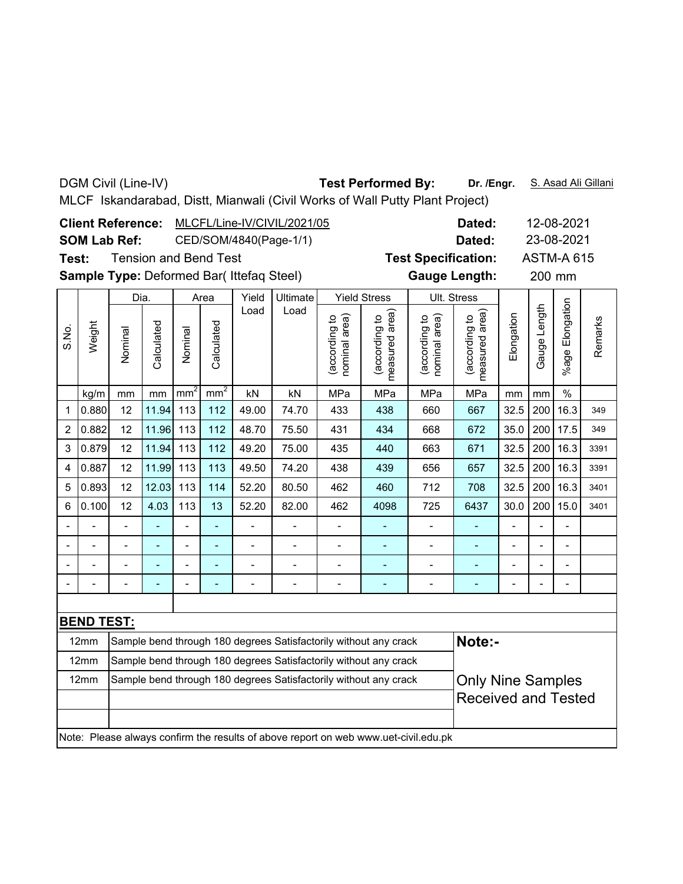DGM Civil (Line-IV) **Test Performed By:** **Dr. /Engr.** S. Asad Ali Gillani

MLCF Iskandarabad, Distt, Mianwali (Civil Works of Wall Putty Plant Project)

**Client Reference:** MLCFL/Line-IV/CIVIL/2021/05 **Dated:** 12-08-2021

**SOM Lab Ref:** CED/SOM/4840(Page-1/1) **Dated:** 23-08-2021

**Test:** Tension and Bend Test **Test Specification:** ASTM-A 615

**Sample Type:** Deformed Bar( Ittefaq Steel) **Gauge Length:** 200 mm

| S.No. | Weight | Dia. | | Area | | Yield Load | Ultimate Load | Yield Stress | | Ult. Stress | | Elongation | Gauge Length | %age Elongation | Remarks |
|---|---|---|---|---|---|---|---|---|---|---|---|---|---|---|---|
| | | Nominal | Calculated | Nominal | Calculated | | | (according to nominal area) | (according to measured area) | (according to nominal area) | (according to measured area) | | | | |
| | kg/m | mm | mm | $mm^2$ | $mm^2$ | kN | kN | MPa | MPa | MPa | MPa | mm | mm | % | |
| 1 | 0.880 | 12 | 11.94 | 113 | 112 | 49.00 | 74.70 | 433 | 438 | 660 | 667 | 32.5 | 200 | 16.3 | 349 |
| 2 | 0.882 | 12 | 11.96 | 113 | 112 | 48.70 | 75.50 | 431 | 434 | 668 | 672 | 35.0 | 200 | 17.5 | 349 |
| 3 | 0.879 | 12 | 11.94 | 113 | 112 | 49.20 | 75.00 | 435 | 440 | 663 | 671 | 32.5 | 200 | 16.3 | 3391 |
| 4 | 0.887 | 12 | 11.99 | 113 | 113 | 49.50 | 74.20 | 438 | 439 | 656 | 657 | 32.5 | 200 | 16.3 | 3391 |
| 5 | 0.893 | 12 | 12.03 | 113 | 114 | 52.20 | 80.50 | 462 | 460 | 712 | 708 | 32.5 | 200 | 16.3 | 3401 |
| 6 | 0.100 | 12 | 4.03 | 113 | 13 | 52.20 | 82.00 | 462 | 4098 | 725 | 6437 | 30.0 | 200 | 15.0 | 3401 |
| - | - | - | - | - | - | - | - | - | - | - | - | - | - | - | |
| - | - | - | - | - | - | - | - | - | - | - | - | - | - | - | |
| - | - | - | - | - | - | - | - | - | - | - | - | - | - | - | |
| - | - | - | - | - | - | - | - | - | - | - | - | - | - | - | |

**BEND TEST:**

| Size | Result |
|---|---|
| 12mm | Sample bend through 180 degrees Satisfactorily without any crack |
| 12mm | Sample bend through 180 degrees Satisfactorily without any crack |
| 12mm | Sample bend through 180 degrees Satisfactorily without any crack |

**Note:-**

Only Nine Samples Received and Tested

Note: Please always confirm the results of above report on web www.uet-civil.edu.pk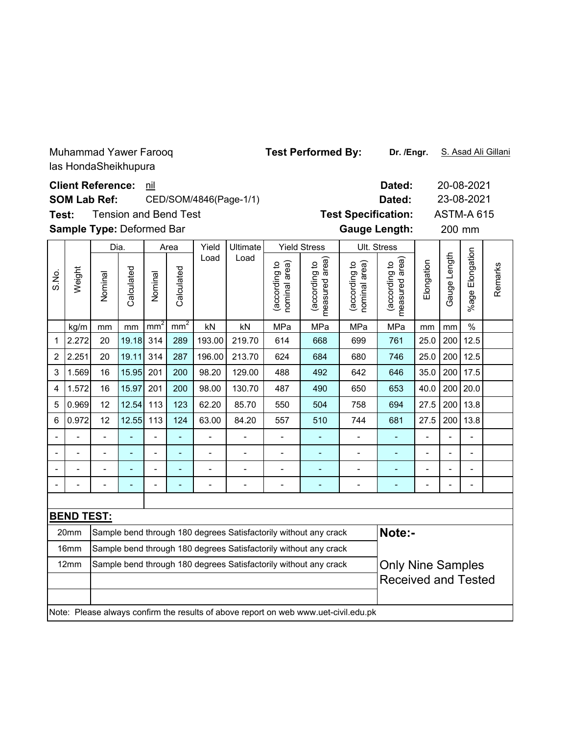Muhammad Yawer Farooq
las HondaSheikhupura

**Test Performed By:** **Dr. /Engr.** S. Asad Ali Gillani

**Client Reference:** nil **Dated:** 20-08-2021

**SOM Lab Ref:** CED/SOM/4846(Page-1/1) **Dated:** 23-08-2021

**Test:** Tension and Bend Test **Test Specification:** ASTM-A 615

**Sample Type:** Deformed Bar **Gauge Length:** 200 mm

| S.No. | Weight | Dia. | | Area | | Yield Load | Ultimate Load | Yield Stress | | Ult. Stress | | Elongation | Gauge Length | %age Elongation | Remarks |
|---|---|---|---|---|---|---|---|---|---|---|---|---|---|---|---|
| | | Nominal | Calculated | Nominal | Calculated | | | (according to nominal area) | (according to measured area) | (according to nominal area) | (according to measured area) | | | | |
| | kg/m | mm | mm | mm² | mm² | kN | kN | MPa | MPa | MPa | MPa | mm | mm | % | |
| 1 | 2.272 | 20 | 19.18 | 314 | 289 | 193.00 | 219.70 | 614 | 668 | 699 | 761 | 25.0 | 200 | 12.5 | |
| 2 | 2.251 | 20 | 19.11 | 314 | 287 | 196.00 | 213.70 | 624 | 684 | 680 | 746 | 25.0 | 200 | 12.5 | |
| 3 | 1.569 | 16 | 15.95 | 201 | 200 | 98.20 | 129.00 | 488 | 492 | 642 | 646 | 35.0 | 200 | 17.5 | |
| 4 | 1.572 | 16 | 15.97 | 201 | 200 | 98.00 | 130.70 | 487 | 490 | 650 | 653 | 40.0 | 200 | 20.0 | |
| 5 | 0.969 | 12 | 12.54 | 113 | 123 | 62.20 | 85.70 | 550 | 504 | 758 | 694 | 27.5 | 200 | 13.8 | |
| 6 | 0.972 | 12 | 12.55 | 113 | 124 | 63.00 | 84.20 | 557 | 510 | 744 | 681 | 27.5 | 200 | 13.8 | |
| - | - | - | - | - | - | - | - | - | - | - | - | - | - | - | |
| - | - | - | - | - | - | - | - | - | - | - | - | - | - | - | |
| - | - | - | - | - | - | - | - | - | - | - | - | - | - | - | |
| - | - | - | - | - | - | - | - | - | - | - | - | - | - | - | |

## BEND TEST:

| Size | Result |
|---|---|
| 20mm | Sample bend through 180 degrees Satisfactorily without any crack |
| 16mm | Sample bend through 180 degrees Satisfactorily without any crack |
| 12mm | Sample bend through 180 degrees Satisfactorily without any crack |

**Note:-**

Only Nine Samples Received and Tested

Note: Please always confirm the results of above report on web www.uet-civil.edu.pk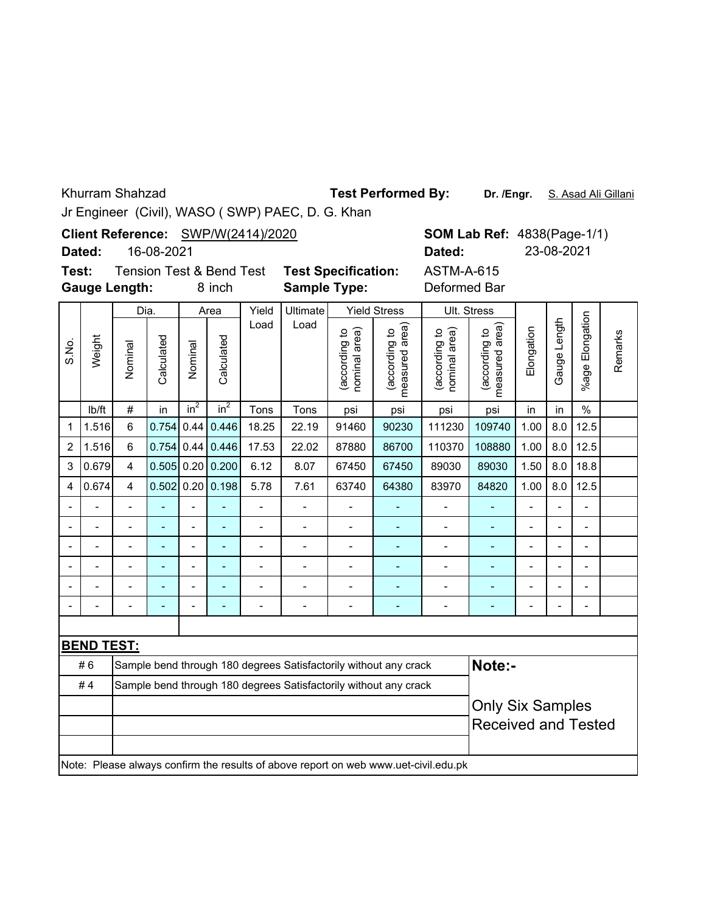Khurram Shahzad

Jr Engineer (Civil), WASO ( SWP) PAEC, D. G. Khan

**Test Performed By:** **Dr. /Engr.** S. Asad Ali Gillani

**Client Reference:** SWP/W(2414)/2020

**Dated:** 16-08-2021

**SOM Lab Ref:** 4838(Page-1/1)

**Dated:** 23-08-2021

**Test:** Tension Test & Bend Test

**Test Specification:** ASTM-A-615

**Gauge Length:** 8 inch

**Sample Type:** Deformed Bar

| S.No. | Weight | Dia. | | Area | | Yield Load | Ultimate Load | Yield Stress | | Ult. Stress | | Elongation | Gauge Length | %age Elongation | Remarks |
|---|---|---|---|---|---|---|---|---|---|---|---|---|---|---|---|
| | | Nominal | Calculated | Nominal | Calculated | | | (according to nominal area) | (according to measured area) | (according to nominal area) | (according to measured area) | | | | |
| | lb/ft | # | in | $in^2$ | $in^2$ | Tons | Tons | psi | psi | psi | psi | in | in | % | |
| 1 | 1.516 | 6 | 0.754 | 0.44 | 0.446 | 18.25 | 22.19 | 91460 | 90230 | 111230 | 109740 | 1.00 | 8.0 | 12.5 | |
| 2 | 1.516 | 6 | 0.754 | 0.44 | 0.446 | 17.53 | 22.02 | 87880 | 86700 | 110370 | 108880 | 1.00 | 8.0 | 12.5 | |
| 3 | 0.679 | 4 | 0.505 | 0.20 | 0.200 | 6.12 | 8.07 | 67450 | 67450 | 89030 | 89030 | 1.50 | 8.0 | 18.8 | |
| 4 | 0.674 | 4 | 0.502 | 0.20 | 0.198 | 5.78 | 7.61 | 63740 | 64380 | 83970 | 84820 | 1.00 | 8.0 | 12.5 | |
| - | - | - | - | - | - | - | - | - | - | - | - | - | - | - | |
| - | - | - | - | - | - | - | - | - | - | - | - | - | - | - | |
| - | - | - | - | - | - | - | - | - | - | - | - | - | - | - | |
| - | - | - | - | - | - | - | - | - | - | - | - | - | - | - | |
| - | - | - | - | - | - | - | - | - | - | - | - | - | - | - | |
| - | - | - | - | - | - | - | - | - | - | - | - | - | - | - | |

**BEND TEST:**

| | | |
|---|---|---|
| # 6 | Sample bend through 180 degrees Satisfactorily without any crack | **Note:-** |
| # 4 | Sample bend through 180 degrees Satisfactorily without any crack | Only Six Samples Received and Tested |

Note: Please always confirm the results of above report on web www.uet-civil.edu.pk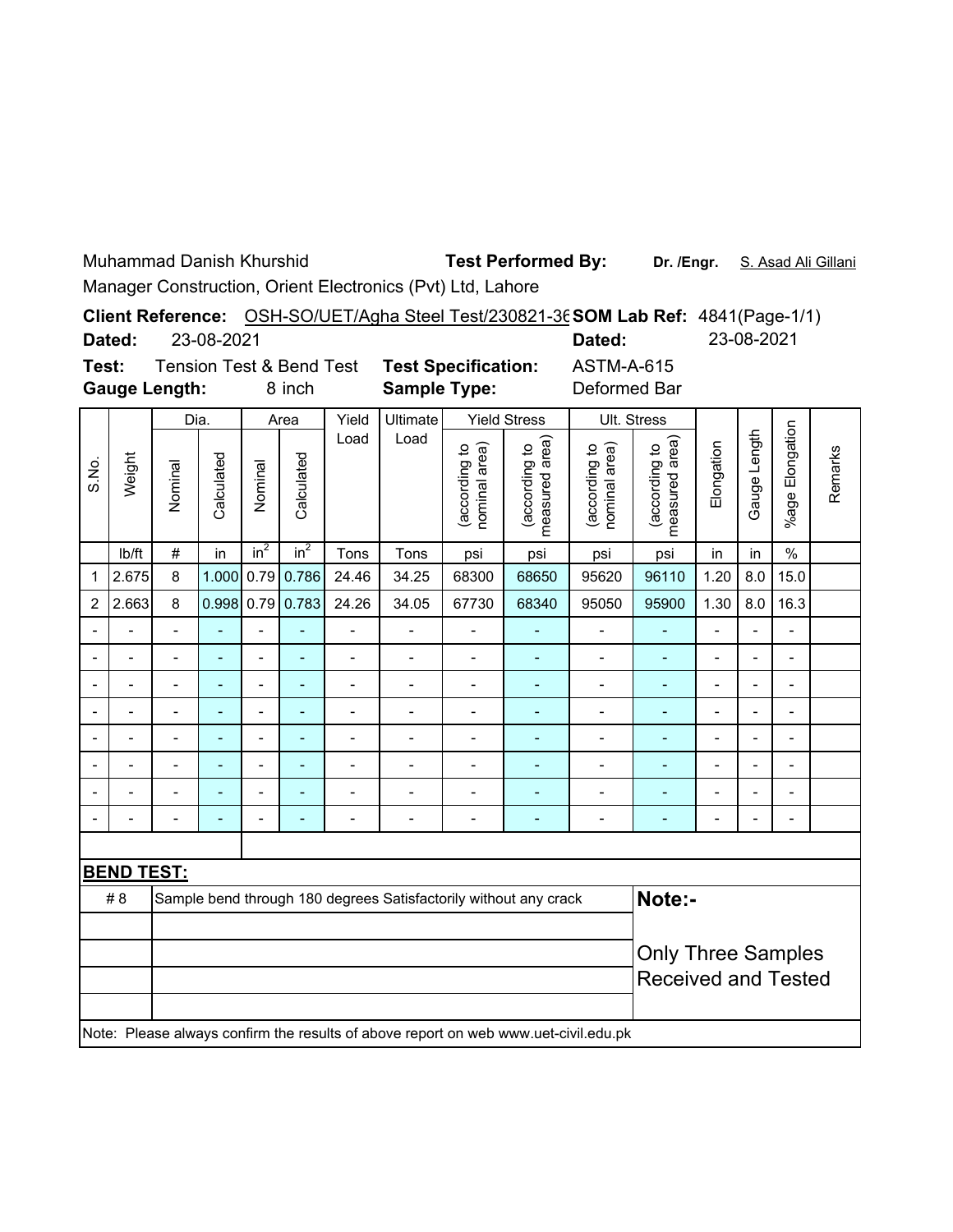Muhammad Danish Khurshid

Manager Construction, Orient Electronics (Pvt) Ltd, Lahore

**Test Performed By:** **Dr. /Engr.** S. Asad Ali Gillani

**Client Reference:** OSH-SO/UET/Agha Steel Test/230821-36 **SOM Lab Ref:** 4841(Page-1/1)

**Dated:** 23-08-2021 **Dated:** 23-08-2021

**Test:** Tension Test & Bend Test **Test Specification:** ASTM-A-615

**Gauge Length:** 8 inch **Sample Type:** Deformed Bar

| S.No. | Weight | Dia. | | Area | | Yield Load | Ultimate Load | Yield Stress | | Ult. Stress | | Elongation | Gauge Length | %age Elongation | Remarks |
|---|---|---|---|---|---|---|---|---|---|---|---|---|---|---|---|
| | | Nominal | Calculated | Nominal | Calculated | | | (according to nominal area) | (according to measured area) | (according to nominal area) | (according to measured area) | | | | |
| | lb/ft | # | in | $in^2$ | $in^2$ | Tons | Tons | psi | psi | psi | psi | in | in | % | |
| 1 | 2.675 | 8 | 1.000 | 0.79 | 0.786 | 24.46 | 34.25 | 68300 | 68650 | 95620 | 96110 | 1.20 | 8.0 | 15.0 | |
| 2 | 2.663 | 8 | 0.998 | 0.79 | 0.783 | 24.26 | 34.05 | 67730 | 68340 | 95050 | 95900 | 1.30 | 8.0 | 16.3 | |
| - | - | - | - | - | - | - | - | - | - | - | - | - | - | - | |
| - | - | - | - | - | - | - | - | - | - | - | - | - | - | - | |
| - | - | - | - | - | - | - | - | - | - | - | - | - | - | - | |
| - | - | - | - | - | - | - | - | - | - | - | - | - | - | - | |
| - | - | - | - | - | - | - | - | - | - | - | - | - | - | - | |
| - | - | - | - | - | - | - | - | - | - | - | - | - | - | - | |
| - | - | - | - | - | - | - | - | - | - | - | - | - | - | - | |
| - | - | - | - | - | - | - | - | - | - | - | - | - | - | - | |

**BEND TEST:**

| Bar | Result |
|---|---|
| # 8 | Sample bend through 180 degrees Satisfactorily without any crack |

**Note:-**

Only Three Samples Received and Tested

Note: Please always confirm the results of above report on web www.uet-civil.edu.pk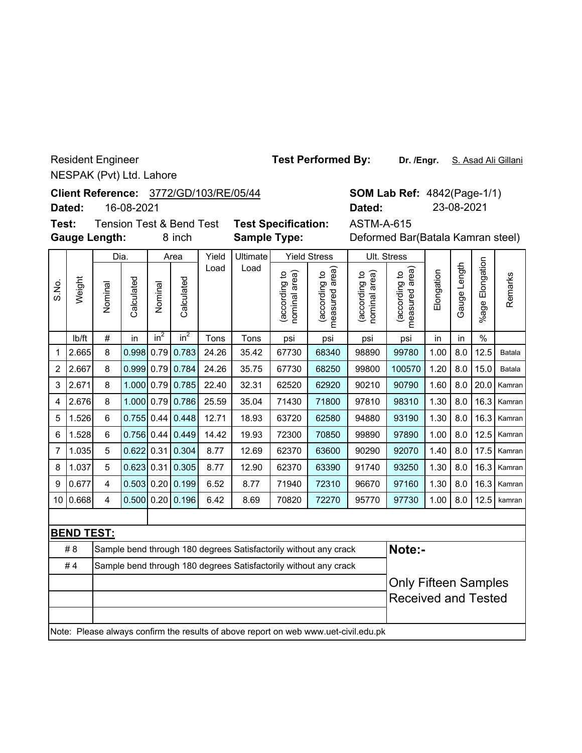Resident Engineer

NESPAK (Pvt) Ltd. Lahore

**Test Performed By:** **Dr. /Engr.** S. Asad Ali Gillani

**Client Reference:** 3772/GD/103/RE/05/44

**Dated:** 16-08-2021

**SOM Lab Ref:** 4842(Page-1/1)

**Dated:** 23-08-2021

**Test:** Tension Test & Bend Test

**Test Specification:** ASTM-A-615

**Gauge Length:** 8 inch

**Sample Type:** Deformed Bar(Batala Kamran steel)

| S.No. | Weight | Dia. | | Area | | Yield Load | Ultimate Load | Yield Stress | | Ult. Stress | | Elongation | Gauge Length | %age Elongation | Remarks |
|---|---|---|---|---|---|---|---|---|---|---|---|---|---|---|---|
| | | Nominal | Calculated | Nominal | Calculated | | | (according to nominal area) | (according to measured area) | (according to nominal area) | (according to measured area) | | | | |
| | lb/ft | # | in | $in^2$ | $in^2$ | Tons | Tons | psi | psi | psi | psi | in | in | % | |
| 1 | 2.665 | 8 | 0.998 | 0.79 | 0.783 | 24.26 | 35.42 | 67730 | 68340 | 98890 | 99780 | 1.00 | 8.0 | 12.5 | Batala |
| 2 | 2.667 | 8 | 0.999 | 0.79 | 0.784 | 24.26 | 35.75 | 67730 | 68250 | 99800 | 100570 | 1.20 | 8.0 | 15.0 | Batala |
| 3 | 2.671 | 8 | 1.000 | 0.79 | 0.785 | 22.40 | 32.31 | 62520 | 62920 | 90210 | 90790 | 1.60 | 8.0 | 20.0 | Kamran |
| 4 | 2.676 | 8 | 1.000 | 0.79 | 0.786 | 25.59 | 35.04 | 71430 | 71800 | 97810 | 98310 | 1.30 | 8.0 | 16.3 | Kamran |
| 5 | 1.526 | 6 | 0.755 | 0.44 | 0.448 | 12.71 | 18.93 | 63720 | 62580 | 94880 | 93190 | 1.30 | 8.0 | 16.3 | Kamran |
| 6 | 1.528 | 6 | 0.756 | 0.44 | 0.449 | 14.42 | 19.93 | 72300 | 70850 | 99890 | 97890 | 1.00 | 8.0 | 12.5 | Kamran |
| 7 | 1.035 | 5 | 0.622 | 0.31 | 0.304 | 8.77 | 12.69 | 62370 | 63600 | 90290 | 92070 | 1.40 | 8.0 | 17.5 | Kamran |
| 8 | 1.037 | 5 | 0.623 | 0.31 | 0.305 | 8.77 | 12.90 | 62370 | 63390 | 91740 | 93250 | 1.30 | 8.0 | 16.3 | Kamran |
| 9 | 0.677 | 4 | 0.503 | 0.20 | 0.199 | 6.52 | 8.77 | 71940 | 72310 | 96670 | 97160 | 1.30 | 8.0 | 16.3 | Kamran |
| 10 | 0.668 | 4 | 0.500 | 0.20 | 0.196 | 6.42 | 8.69 | 70820 | 72270 | 95770 | 97730 | 1.00 | 8.0 | 12.5 | kamran |

**BEND TEST:**

| Bar | Result |
|---|---|
| # 8 | Sample bend through 180 degrees Satisfactorily without any crack |
| # 4 | Sample bend through 180 degrees Satisfactorily without any crack |

**Note:-**

Only Fifteen Samples Received and Tested

Note: Please always confirm the results of above report on web www.uet-civil.edu.pk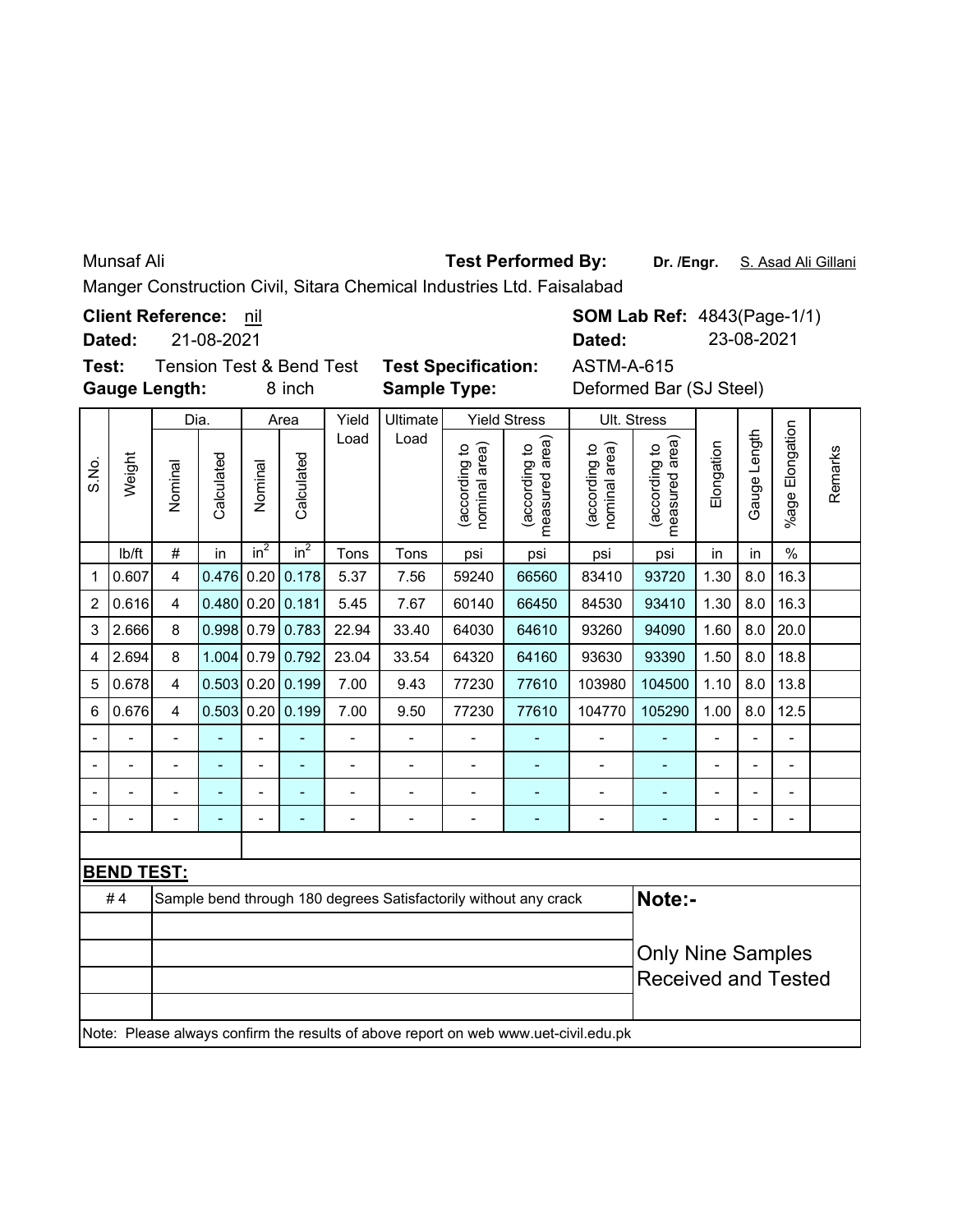Munsaf Ali **Test Performed By:** **Dr. /Engr.** S. Asad Ali Gillani

Manger Construction Civil, Sitara Chemical Industries Ltd. Faisalabad

**Client Reference:** nil **SOM Lab Ref:** 4843(Page-1/1)

**Dated:** 21-08-2021 **Dated:** 23-08-2021

**Test:** Tension Test & Bend Test **Test Specification:** ASTM-A-615

**Gauge Length:** 8 inch **Sample Type:** Deformed Bar (SJ Steel)

| S.No. | Weight | Dia. | | Area | | Yield Load | Ultimate Load | Yield Stress | | Ult. Stress | | Elongation | Gauge Length | %age Elongation | Remarks |
|---|---|---|---|---|---|---|---|---|---|---|---|---|---|---|---|
| | | Nominal | Calculated | Nominal | Calculated | | | (according to nominal area) | (according to measured area) | (according to nominal area) | (according to measured area) | | | | |
| | lb/ft | # | in | $in^2$ | $in^2$ | Tons | Tons | psi | psi | psi | psi | in | in | % | |
| 1 | 0.607 | 4 | 0.476 | 0.20 | 0.178 | 5.37 | 7.56 | 59240 | 66560 | 83410 | 93720 | 1.30 | 8.0 | 16.3 | |
| 2 | 0.616 | 4 | 0.480 | 0.20 | 0.181 | 5.45 | 7.67 | 60140 | 66450 | 84530 | 93410 | 1.30 | 8.0 | 16.3 | |
| 3 | 2.666 | 8 | 0.998 | 0.79 | 0.783 | 22.94 | 33.40 | 64030 | 64610 | 93260 | 94090 | 1.60 | 8.0 | 20.0 | |
| 4 | 2.694 | 8 | 1.004 | 0.79 | 0.792 | 23.04 | 33.54 | 64320 | 64160 | 93630 | 93390 | 1.50 | 8.0 | 18.8 | |
| 5 | 0.678 | 4 | 0.503 | 0.20 | 0.199 | 7.00 | 9.43 | 77230 | 77610 | 103980 | 104500 | 1.10 | 8.0 | 13.8 | |
| 6 | 0.676 | 4 | 0.503 | 0.20 | 0.199 | 7.00 | 9.50 | 77230 | 77610 | 104770 | 105290 | 1.00 | 8.0 | 12.5 | |
| - | - | - | - | - | - | - | - | - | - | - | - | - | - | - | |
| - | - | - | - | - | - | - | - | - | - | - | - | - | - | - | |
| - | - | - | - | - | - | - | - | - | - | - | - | - | - | - | |
| - | - | - | - | - | - | - | - | - | - | - | - | - | - | - | |

**BEND TEST:**

| | |
|---|---|
| # 4 | Sample bend through 180 degrees Satisfactorily without any crack |

**Note:-**

Only Nine Samples Received and Tested

Note: Please always confirm the results of above report on web www.uet-civil.edu.pk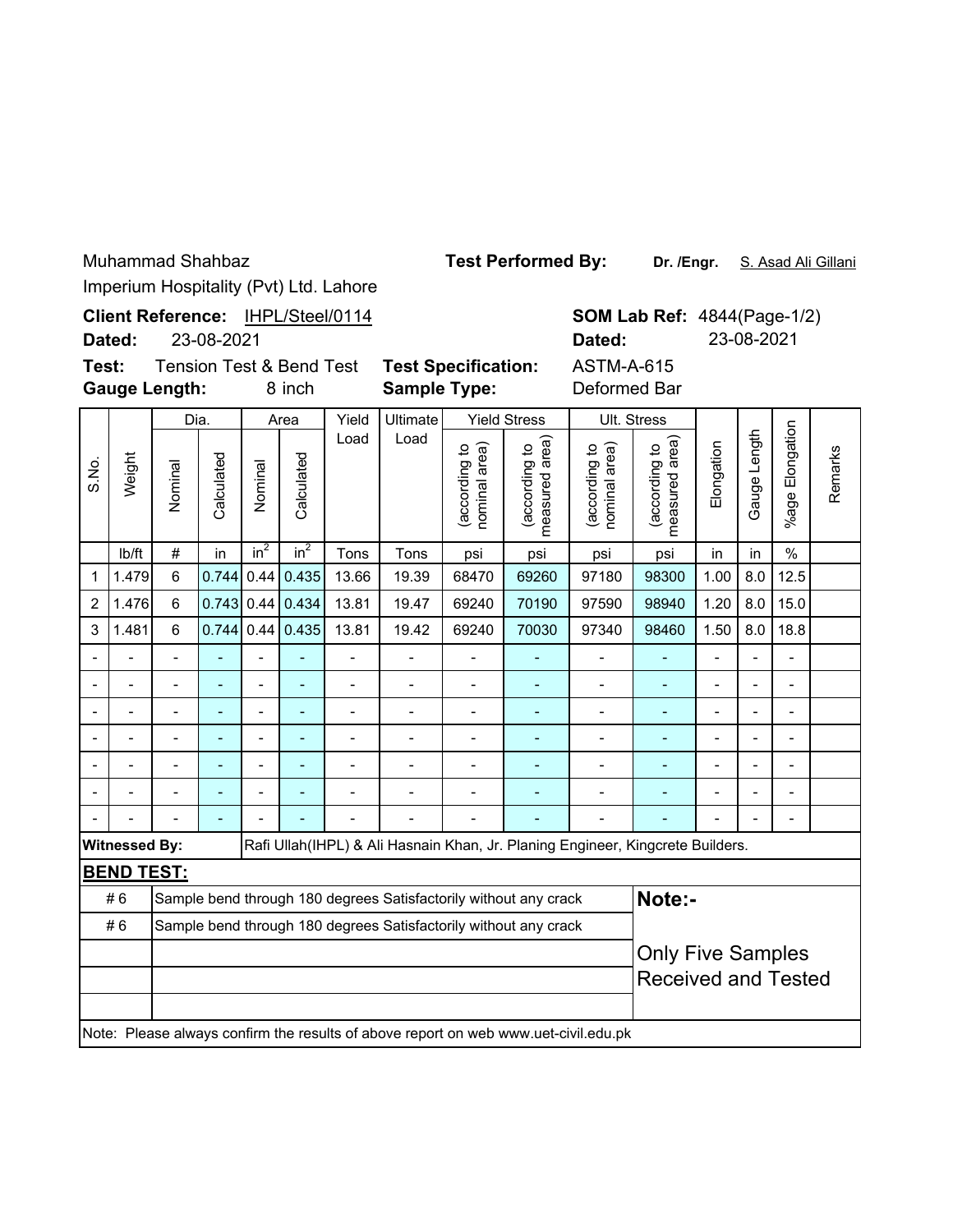Muhammad Shahbaz

Imperium Hospitality (Pvt) Ltd. Lahore

**Test Performed By:** **Dr. /Engr.** S. Asad Ali Gillani

**Client Reference:** IHPL/Steel/0114

**Dated:** 23-08-2021

**SOM Lab Ref:** 4844(Page-1/2)

**Dated:** 23-08-2021

**Test:** Tension Test & Bend Test

**Gauge Length:** 8 inch

**Test Specification:** ASTM-A-615

**Sample Type:** Deformed Bar

| S.No. | Weight | Dia. | | Area | | Yield Load | Ultimate Load | Yield Stress | | Ult. Stress | | Elongation | Gauge Length | %age Elongation | Remarks |
|---|---|---|---|---|---|---|---|---|---|---|---|---|---|---|---|
| | | Nominal | Calculated | Nominal | Calculated | | | (according to nominal area) | (according to measured area) | (according to nominal area) | (according to measured area) | | | | |
| | lb/ft | # | in | $in^2$ | $in^2$ | Tons | Tons | psi | psi | psi | psi | in | in | % | |
| 1 | 1.479 | 6 | 0.744 | 0.44 | 0.435 | 13.66 | 19.39 | 68470 | 69260 | 97180 | 98300 | 1.00 | 8.0 | 12.5 | |
| 2 | 1.476 | 6 | 0.743 | 0.44 | 0.434 | 13.81 | 19.47 | 69240 | 70190 | 97590 | 98940 | 1.20 | 8.0 | 15.0 | |
| 3 | 1.481 | 6 | 0.744 | 0.44 | 0.435 | 13.81 | 19.42 | 69240 | 70030 | 97340 | 98460 | 1.50 | 8.0 | 18.8 | |
| - | - | - | - | - | - | - | - | - | - | - | - | - | - | - | |
| - | - | - | - | - | - | - | - | - | - | - | - | - | - | - | |
| - | - | - | - | - | - | - | - | - | - | - | - | - | - | - | |
| - | - | - | - | - | - | - | - | - | - | - | - | - | - | - | |
| - | - | - | - | - | - | - | - | - | - | - | - | - | - | - | |
| - | - | - | - | - | - | - | - | - | - | - | - | - | - | - | |
| - | - | - | - | - | - | - | - | - | - | - | - | - | - | - | |

**Witnessed By:** Rafi Ullah(IHPL) & Ali Hasnain Khan, Jr. Planing Engineer, Kingcrete Builders.

**BEND TEST:**

| | | |
|---|---|---|
| # 6 | Sample bend through 180 degrees Satisfactorily without any crack | **Note:-** |
| # 6 | Sample bend through 180 degrees Satisfactorily without any crack | Only Five Samples Received and Tested |

Note: Please always confirm the results of above report on web www.uet-civil.edu.pk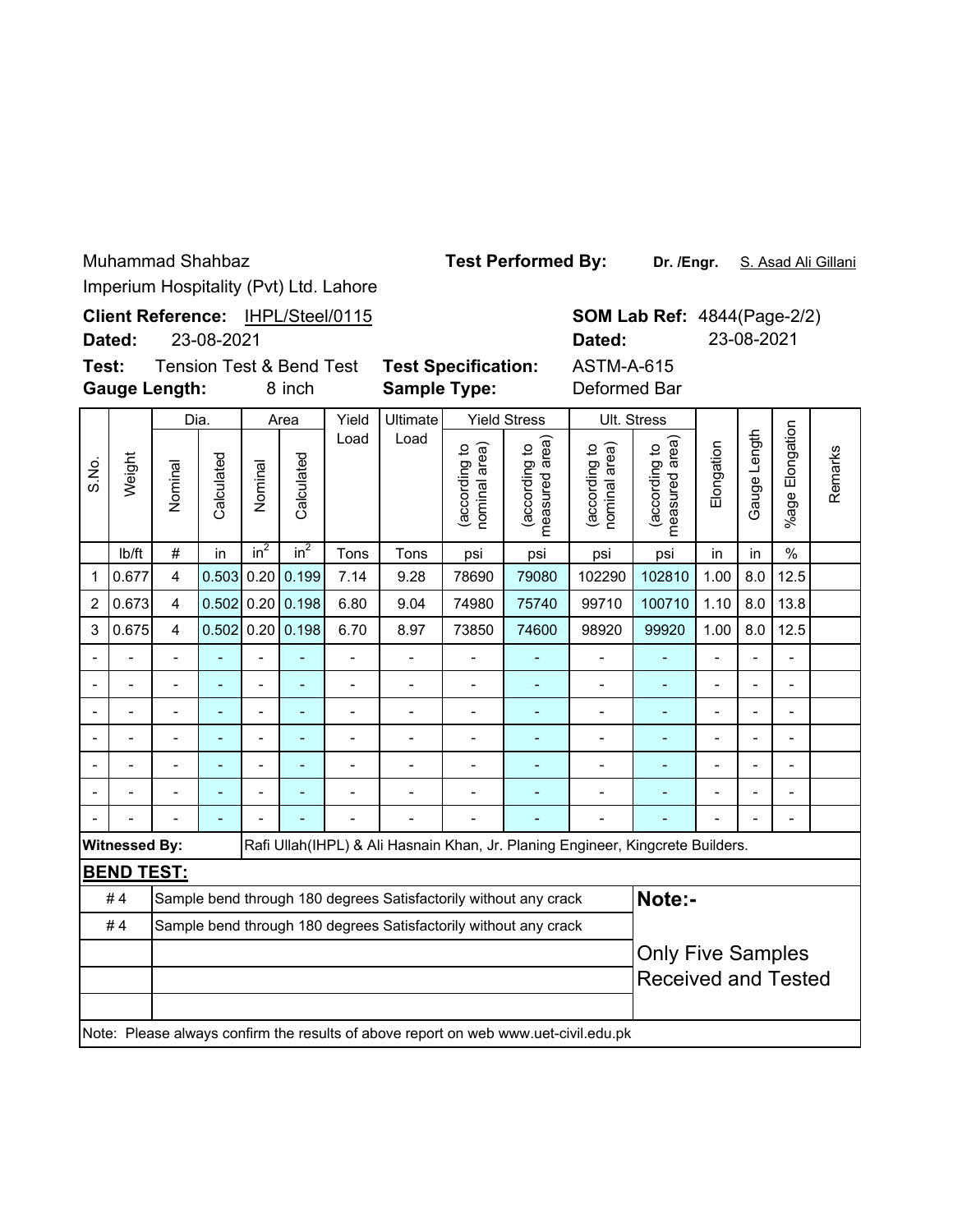Muhammad Shahbaz

Imperium Hospitality (Pvt) Ltd. Lahore

**Test Performed By:** **Dr. /Engr.** S. Asad Ali Gillani

**Client Reference:** IHPL/Steel/0115

**Dated:** 23-08-2021

**SOM Lab Ref:** 4844(Page-2/2)

**Dated:** 23-08-2021

**Test:** Tension Test & Bend Test

**Gauge Length:** 8 inch

**Test Specification:** ASTM-A-615

**Sample Type:** Deformed Bar

| S.No. | Weight | Dia. | | Area | | Yield Load | Ultimate Load | Yield Stress | | Ult. Stress | | Elongation | Gauge Length | %age Elongation | Remarks |
|---|---|---|---|---|---|---|---|---|---|---|---|---|---|---|---|
| | | Nominal | Calculated | Nominal | Calculated | | | (according to nominal area) | (according to measured area) | (according to nominal area) | (according to measured area) | | | | |
| | lb/ft | # | in | $in^2$ | $in^2$ | Tons | Tons | psi | psi | psi | psi | in | in | % | |
| 1 | 0.677 | 4 | 0.503 | 0.20 | 0.199 | 7.14 | 9.28 | 78690 | 79080 | 102290 | 102810 | 1.00 | 8.0 | 12.5 | |
| 2 | 0.673 | 4 | 0.502 | 0.20 | 0.198 | 6.80 | 9.04 | 74980 | 75740 | 99710 | 100710 | 1.10 | 8.0 | 13.8 | |
| 3 | 0.675 | 4 | 0.502 | 0.20 | 0.198 | 6.70 | 8.97 | 73850 | 74600 | 98920 | 99920 | 1.00 | 8.0 | 12.5 | |
| - | - | - | - | - | - | - | - | - | - | - | - | - | - | - | |
| - | - | - | - | - | - | - | - | - | - | - | - | - | - | - | |
| - | - | - | - | - | - | - | - | - | - | - | - | - | - | - | |
| - | - | - | - | - | - | - | - | - | - | - | - | - | - | - | |
| - | - | - | - | - | - | - | - | - | - | - | - | - | - | - | |
| - | - | - | - | - | - | - | - | - | - | - | - | - | - | - | |
| - | - | - | - | - | - | - | - | - | - | - | - | - | - | - | |

**Witnessed By:** Rafi Ullah(IHPL) & Ali Hasnain Khan, Jr. Planing Engineer, Kingcrete Builders.

**BEND TEST:**

| | |
|---|---|
| # 4 | Sample bend through 180 degrees Satisfactorily without any crack |
| # 4 | Sample bend through 180 degrees Satisfactorily without any crack |
| | |
| | |
| | |

**Note:-**

Only Five Samples Received and Tested

Note: Please always confirm the results of above report on web www.uet-civil.edu.pk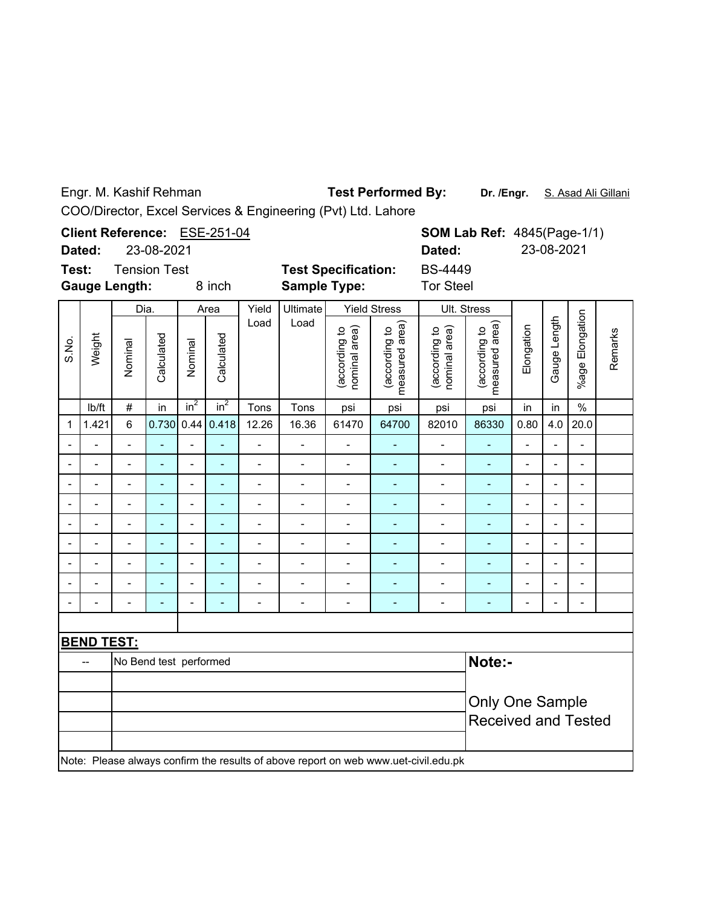Engr. M. Kashif Rehman  
COO/Director, Excel Services & Engineering (Pvt) Ltd. Lahore

**Test Performed By:** **Dr. /Engr.** S. Asad Ali Gillani

**Client Reference:** ESE-251-04  
**Dated:** 23-08-2021  
**Test:** Tension Test  
**Gauge Length:** 8 inch

**Test Specification:** BS-4449  
**Sample Type:** Tor Steel

**SOM Lab Ref:** 4845(Page-1/1)  
**Dated:** 23-08-2021

| S.No. | Weight | Dia. | | Area | | Yield Load | Ultimate Load | Yield Stress | | Ult. Stress | | Elongation | Gauge Length | %age Elongation | Remarks |
|---|---|---|---|---|---|---|---|---|---|---|---|---|---|---|---|
| | | Nominal | Calculated | Nominal | Calculated | | | (according to nominal area) | (according to measured area) | (according to nominal area) | (according to measured area) | | | | |
| | lb/ft | # | in | $in^2$ | $in^2$ | Tons | Tons | psi | psi | psi | psi | in | in | % | |
| 1 | 1.421 | 6 | 0.730 | 0.44 | 0.418 | 12.26 | 16.36 | 61470 | 64700 | 82010 | 86330 | 0.80 | 4.0 | 20.0 | |
| - | - | - | - | - | - | - | - | - | - | - | - | - | - | - | |
| - | - | - | - | - | - | - | - | - | - | - | - | - | - | - | |
| - | - | - | - | - | - | - | - | - | - | - | - | - | - | - | |
| - | - | - | - | - | - | - | - | - | - | - | - | - | - | - | |
| - | - | - | - | - | - | - | - | - | - | - | - | - | - | - | |
| - | - | - | - | - | - | - | - | - | - | - | - | - | - | - | |
| - | - | - | - | - | - | - | - | - | - | - | - | - | - | - | |
| - | - | - | - | - | - | - | - | - | - | - | - | - | - | - | |
| - | - | - | - | - | - | - | - | - | - | - | - | - | - | - | |

**BEND TEST:**

| | | Note:- |
|---|---|---|
| -- | No Bend test performed | Only One Sample Received and Tested |

Note: Please always confirm the results of above report on web www.uet-civil.edu.pk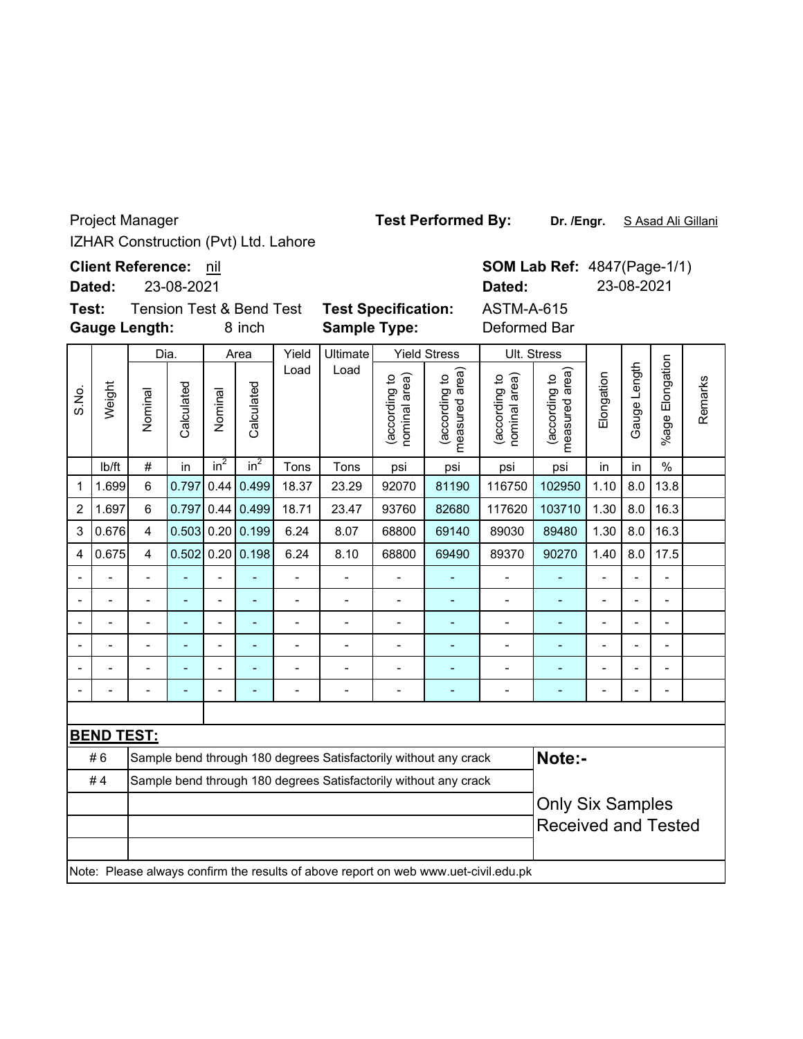Project Manager

IZHAR Construction (Pvt) Ltd. Lahore

**Test Performed By:** **Dr. /Engr.** S Asad Ali Gillani

**Client Reference:** nil

**Dated:** 23-08-2021

**SOM Lab Ref:** 4847(Page-1/1)

**Dated:** 23-08-2021

**Test:** Tension Test & Bend Test

**Gauge Length:** 8 inch

**Test Specification:** ASTM-A-615

**Sample Type:** Deformed Bar

| S.No. | Weight | Dia. | | Area | | Yield Load | Ultimate Load | Yield Stress | | Ult. Stress | | Elongation | Gauge Length | %age Elongation | Remarks |
|---|---|---|---|---|---|---|---|---|---|---|---|---|---|---|---|
| | | Nominal | Calculated | Nominal | Calculated | | | (according to nominal area) | (according to measured area) | (according to nominal area) | (according to measured area) | | | | |
| | lb/ft | # | in | $in^2$ | $in^2$ | Tons | Tons | psi | psi | psi | psi | in | in | % | |
| 1 | 1.699 | 6 | 0.797 | 0.44 | 0.499 | 18.37 | 23.29 | 92070 | 81190 | 116750 | 102950 | 1.10 | 8.0 | 13.8 | |
| 2 | 1.697 | 6 | 0.797 | 0.44 | 0.499 | 18.71 | 23.47 | 93760 | 82680 | 117620 | 103710 | 1.30 | 8.0 | 16.3 | |
| 3 | 0.676 | 4 | 0.503 | 0.20 | 0.199 | 6.24 | 8.07 | 68800 | 69140 | 89030 | 89480 | 1.30 | 8.0 | 16.3 | |
| 4 | 0.675 | 4 | 0.502 | 0.20 | 0.198 | 6.24 | 8.10 | 68800 | 69490 | 89370 | 90270 | 1.40 | 8.0 | 17.5 | |
| - | - | - | - | - | - | - | - | - | - | - | - | - | - | - | |
| - | - | - | - | - | - | - | - | - | - | - | - | - | - | - | |
| - | - | - | - | - | - | - | - | - | - | - | - | - | - | - | |
| - | - | - | - | - | - | - | - | - | - | - | - | - | - | - | |
| - | - | - | - | - | - | - | - | - | - | - | - | - | - | - | |
| - | - | - | - | - | - | - | - | - | - | - | - | - | - | - | |

**BEND TEST:**

| | |
|---|---|
| # 6 | Sample bend through 180 degrees Satisfactorily without any crack |
| # 4 | Sample bend through 180 degrees Satisfactorily without any crack |

**Note:-**

Only Six Samples Received and Tested

Note: Please always confirm the results of above report on web www.uet-civil.edu.pk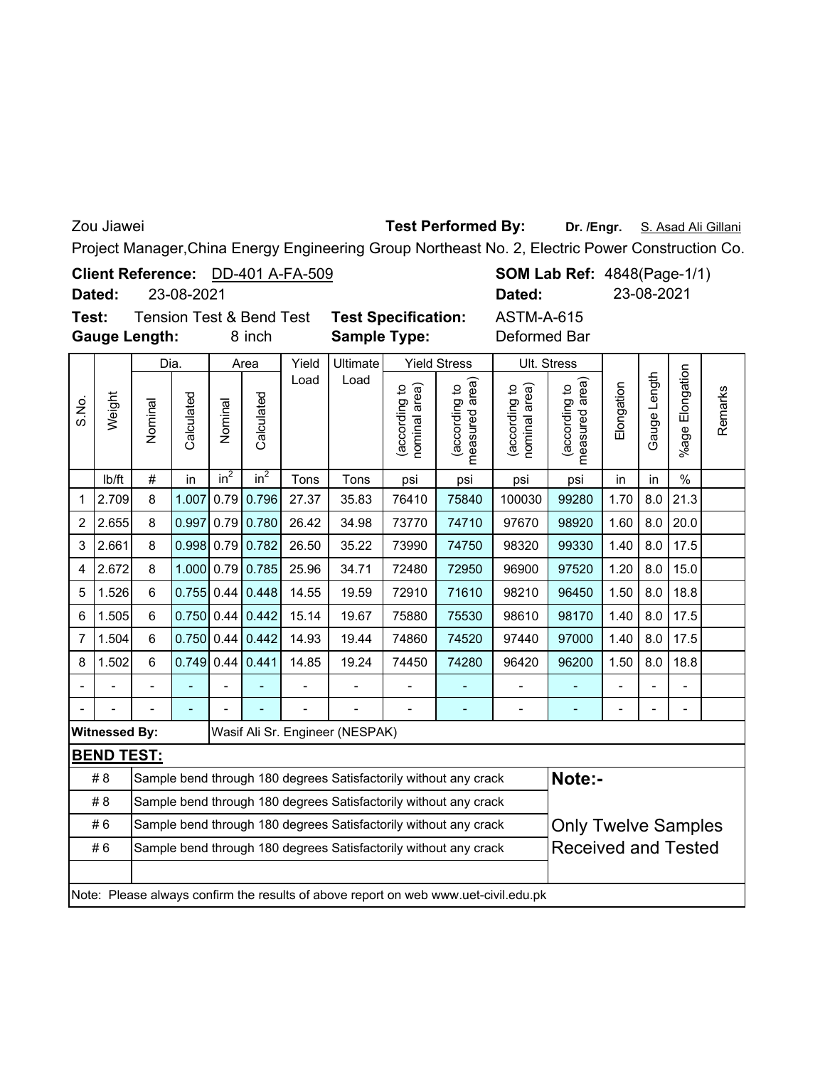Zou Jiawei **Test Performed By:** **Dr. /Engr.** S. Asad Ali Gillani

Project Manager,China Energy Engineering Group Northeast No. 2, Electric Power Construction Co.

**Client Reference:** DD-401 A-FA-509 **SOM Lab Ref:** 4848(Page-1/1)

**Dated:** 23-08-2021 **Dated:** 23-08-2021

**Test:** Tension Test & Bend Test **Test Specification:** ASTM-A-615

**Gauge Length:** 8 inch **Sample Type:** Deformed Bar

| S.No. | Weight | Dia. | | Area | | Yield Load | Ultimate Load | Yield Stress | | Ult. Stress | | Elongation | Gauge Length | %age Elongation | Remarks |
|---|---|---|---|---|---|---|---|---|---|---|---|---|---|---|---|
| | | Nominal | Calculated | Nominal | Calculated | | | (according to nominal area) | (according to measured area) | (according to nominal area) | (according to measured area) | | | | |
| | lb/ft | # | in | $in^2$ | $in^2$ | Tons | Tons | psi | psi | psi | psi | in | in | % | |
| 1 | 2.709 | 8 | 1.007 | 0.79 | 0.796 | 27.37 | 35.83 | 76410 | 75840 | 100030 | 99280 | 1.70 | 8.0 | 21.3 | |
| 2 | 2.655 | 8 | 0.997 | 0.79 | 0.780 | 26.42 | 34.98 | 73770 | 74710 | 97670 | 98920 | 1.60 | 8.0 | 20.0 | |
| 3 | 2.661 | 8 | 0.998 | 0.79 | 0.782 | 26.50 | 35.22 | 73990 | 74750 | 98320 | 99330 | 1.40 | 8.0 | 17.5 | |
| 4 | 2.672 | 8 | 1.000 | 0.79 | 0.785 | 25.96 | 34.71 | 72480 | 72950 | 96900 | 97520 | 1.20 | 8.0 | 15.0 | |
| 5 | 1.526 | 6 | 0.755 | 0.44 | 0.448 | 14.55 | 19.59 | 72910 | 71610 | 98210 | 96450 | 1.50 | 8.0 | 18.8 | |
| 6 | 1.505 | 6 | 0.750 | 0.44 | 0.442 | 15.14 | 19.67 | 75880 | 75530 | 98610 | 98170 | 1.40 | 8.0 | 17.5 | |
| 7 | 1.504 | 6 | 0.750 | 0.44 | 0.442 | 14.93 | 19.44 | 74860 | 74520 | 97440 | 97000 | 1.40 | 8.0 | 17.5 | |
| 8 | 1.502 | 6 | 0.749 | 0.44 | 0.441 | 14.85 | 19.24 | 74450 | 74280 | 96420 | 96200 | 1.50 | 8.0 | 18.8 | |
| - | - | - | - | - | - | - | - | - | - | - | - | - | - | - | |
| - | - | - | - | - | - | - | - | - | - | - | - | - | - | - | |

**Witnessed By:** Wasif Ali Sr. Engineer (NESPAK)

**BEND TEST:**

| | | |
|---|---|---|
| # 8 | Sample bend through 180 degrees Satisfactorily without any crack | **Note:-** |
| # 8 | Sample bend through 180 degrees Satisfactorily without any crack | |
| # 6 | Sample bend through 180 degrees Satisfactorily without any crack | Only Twelve Samples Received and Tested |
| # 6 | Sample bend through 180 degrees Satisfactorily without any crack | |

Note: Please always confirm the results of above report on web www.uet-civil.edu.pk